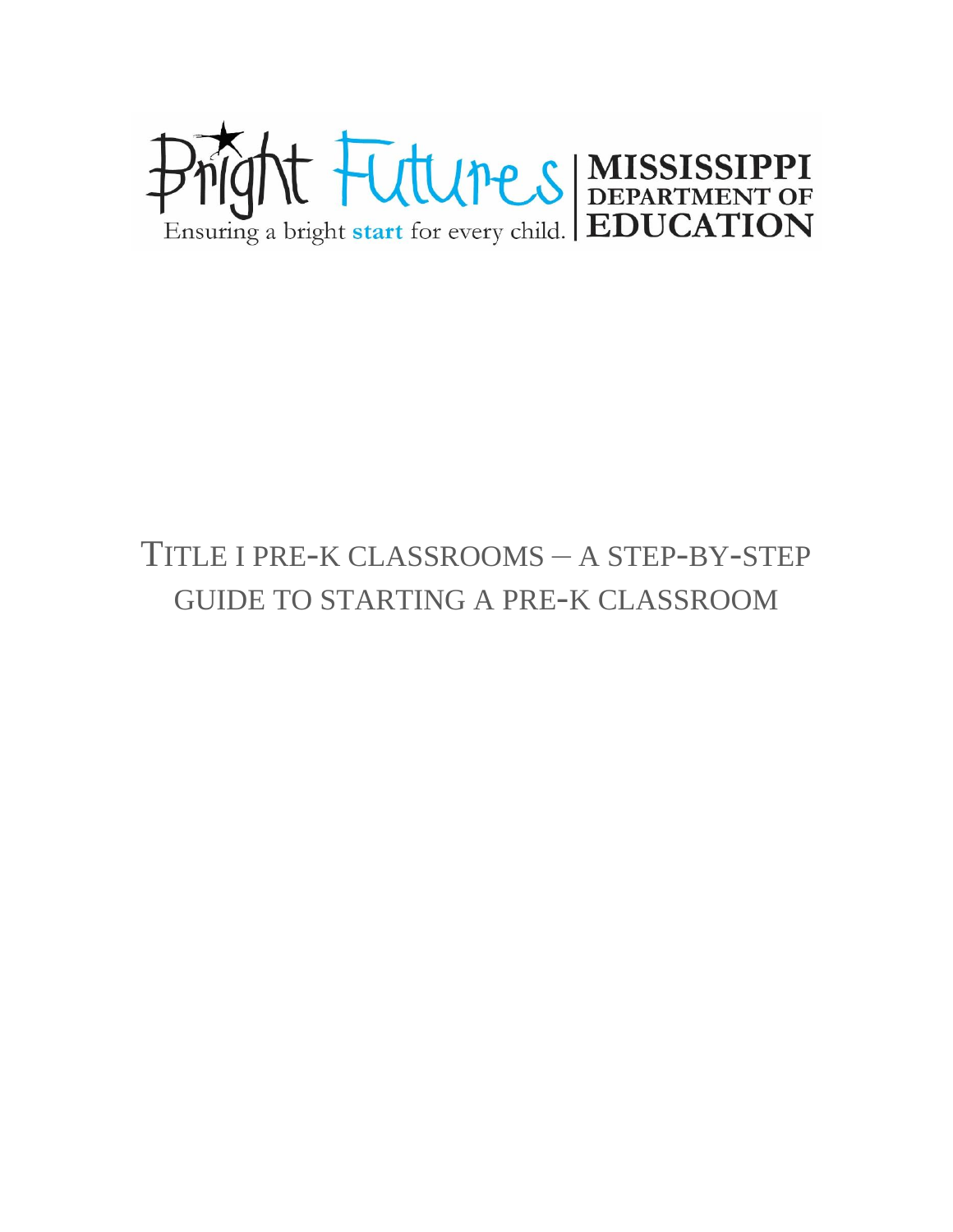Bright Futures — Ensuring a bright start for every child. | MISSISSIPPI DEPARTMENT OF EDUCATION

# TITLE I PRE-K CLASSROOMS – A STEP-BY-STEP GUIDE TO STARTING A PRE-K CLASSROOM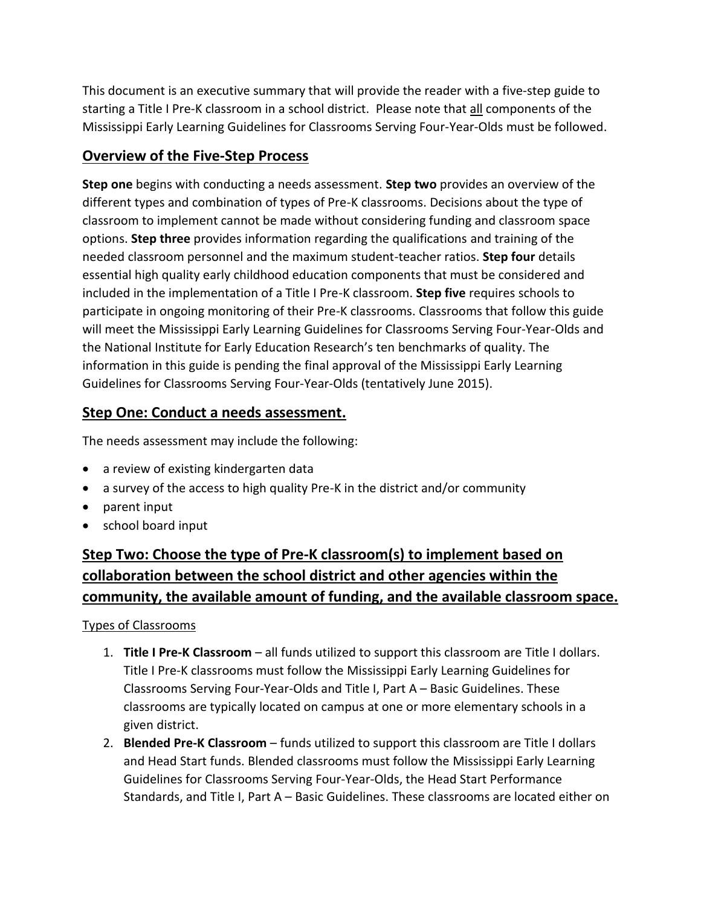This document is an executive summary that will provide the reader with a five-step guide to starting a Title I Pre-K classroom in a school district. Please note that <u>all</u> components of the Mississippi Early Learning Guidelines for Classrooms Serving Four-Year-Olds must be followed.

## Overview of the Five-Step Process

**Step one** begins with conducting a needs assessment. **Step two** provides an overview of the different types and combination of types of Pre-K classrooms. Decisions about the type of classroom to implement cannot be made without considering funding and classroom space options. **Step three** provides information regarding the qualifications and training of the needed classroom personnel and the maximum student-teacher ratios. **Step four** details essential high quality early childhood education components that must be considered and included in the implementation of a Title I Pre-K classroom. **Step five** requires schools to participate in ongoing monitoring of their Pre-K classrooms. Classrooms that follow this guide will meet the Mississippi Early Learning Guidelines for Classrooms Serving Four-Year-Olds and the National Institute for Early Education Research's ten benchmarks of quality. The information in this guide is pending the final approval of the Mississippi Early Learning Guidelines for Classrooms Serving Four-Year-Olds (tentatively June 2015).

## Step One: Conduct a needs assessment.

The needs assessment may include the following:

- a review of existing kindergarten data
- a survey of the access to high quality Pre-K in the district and/or community
- parent input
- school board input

## Step Two: Choose the type of Pre-K classroom(s) to implement based on collaboration between the school district and other agencies within the community, the available amount of funding, and the available classroom space.

<u>Types of Classrooms</u>

1. **Title I Pre-K Classroom** – all funds utilized to support this classroom are Title I dollars. Title I Pre-K classrooms must follow the Mississippi Early Learning Guidelines for Classrooms Serving Four-Year-Olds and Title I, Part A – Basic Guidelines. These classrooms are typically located on campus at one or more elementary schools in a given district.
2. **Blended Pre-K Classroom** – funds utilized to support this classroom are Title I dollars and Head Start funds. Blended classrooms must follow the Mississippi Early Learning Guidelines for Classrooms Serving Four-Year-Olds, the Head Start Performance Standards, and Title I, Part A – Basic Guidelines. These classrooms are located either on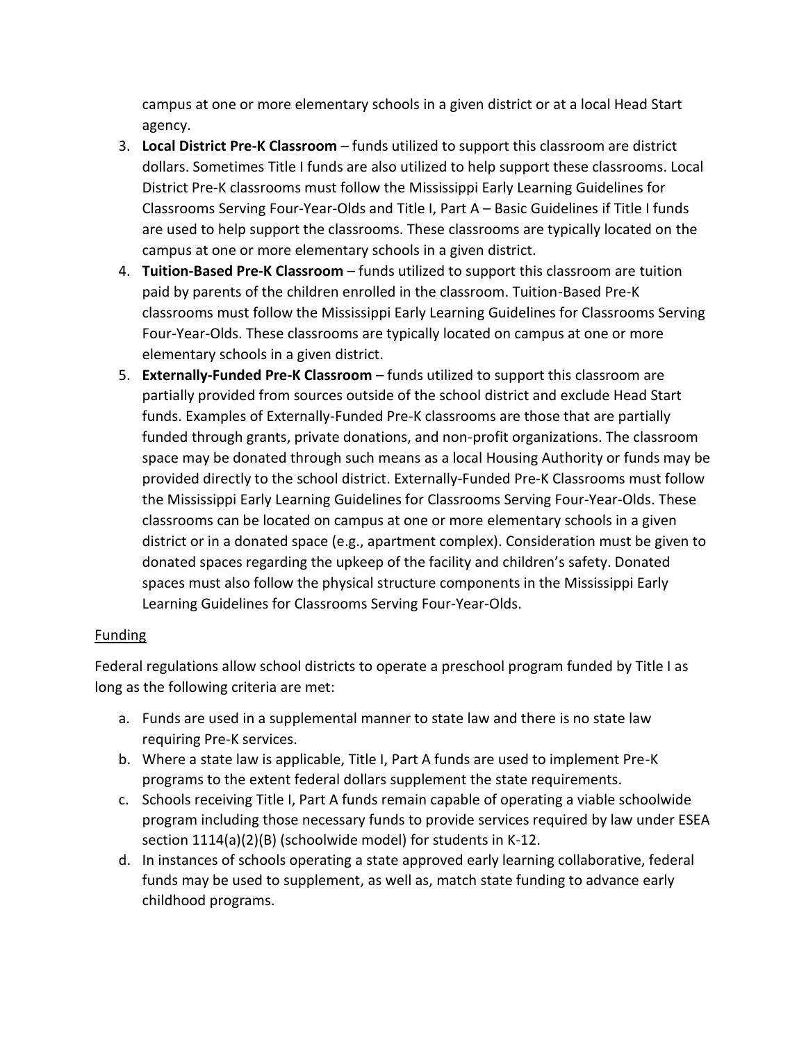campus at one or more elementary schools in a given district or at a local Head Start agency.

3. **Local District Pre-K Classroom** – funds utilized to support this classroom are district dollars. Sometimes Title I funds are also utilized to help support these classrooms. Local District Pre-K classrooms must follow the Mississippi Early Learning Guidelines for Classrooms Serving Four-Year-Olds and Title I, Part A – Basic Guidelines if Title I funds are used to help support the classrooms. These classrooms are typically located on the campus at one or more elementary schools in a given district.
4. **Tuition-Based Pre-K Classroom** – funds utilized to support this classroom are tuition paid by parents of the children enrolled in the classroom. Tuition-Based Pre-K classrooms must follow the Mississippi Early Learning Guidelines for Classrooms Serving Four-Year-Olds. These classrooms are typically located on campus at one or more elementary schools in a given district.
5. **Externally-Funded Pre-K Classroom** – funds utilized to support this classroom are partially provided from sources outside of the school district and exclude Head Start funds. Examples of Externally-Funded Pre-K classrooms are those that are partially funded through grants, private donations, and non-profit organizations. The classroom space may be donated through such means as a local Housing Authority or funds may be provided directly to the school district. Externally-Funded Pre-K Classrooms must follow the Mississippi Early Learning Guidelines for Classrooms Serving Four-Year-Olds. These classrooms can be located on campus at one or more elementary schools in a given district or in a donated space (e.g., apartment complex). Consideration must be given to donated spaces regarding the upkeep of the facility and children's safety. Donated spaces must also follow the physical structure components in the Mississippi Early Learning Guidelines for Classrooms Serving Four-Year-Olds.

<u>Funding</u>

Federal regulations allow school districts to operate a preschool program funded by Title I as long as the following criteria are met:

a. Funds are used in a supplemental manner to state law and there is no state law requiring Pre-K services.
b. Where a state law is applicable, Title I, Part A funds are used to implement Pre-K programs to the extent federal dollars supplement the state requirements.
c. Schools receiving Title I, Part A funds remain capable of operating a viable schoolwide program including those necessary funds to provide services required by law under ESEA section 1114(a)(2)(B) (schoolwide model) for students in K-12.
d. In instances of schools operating a state approved early learning collaborative, federal funds may be used to supplement, as well as, match state funding to advance early childhood programs.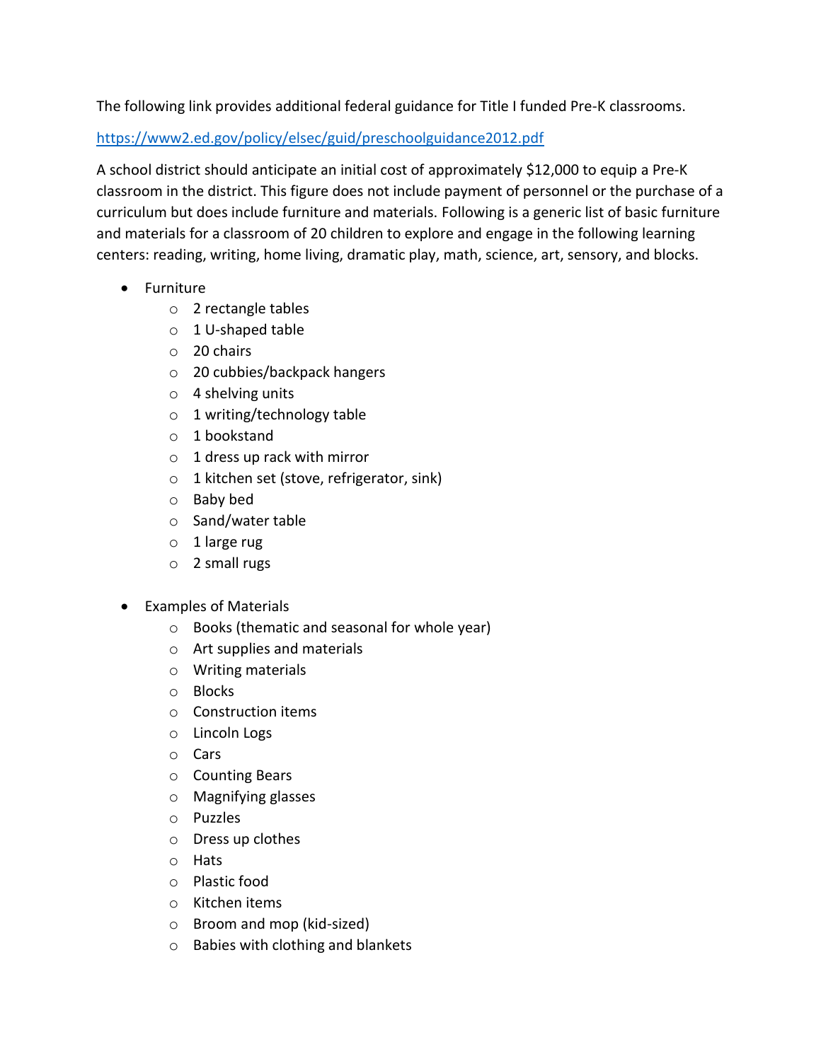The following link provides additional federal guidance for Title I funded Pre-K classrooms.

https://www2.ed.gov/policy/elsec/guid/preschoolguidance2012.pdf

A school district should anticipate an initial cost of approximately $12,000 to equip a Pre-K classroom in the district. This figure does not include payment of personnel or the purchase of a curriculum but does include furniture and materials. Following is a generic list of basic furniture and materials for a classroom of 20 children to explore and engage in the following learning centers: reading, writing, home living, dramatic play, math, science, art, sensory, and blocks.

- Furniture
  - 2 rectangle tables
  - 1 U-shaped table
  - 20 chairs
  - 20 cubbies/backpack hangers
  - 4 shelving units
  - 1 writing/technology table
  - 1 bookstand
  - 1 dress up rack with mirror
  - 1 kitchen set (stove, refrigerator, sink)
  - Baby bed
  - Sand/water table
  - 1 large rug
  - 2 small rugs

- Examples of Materials
  - Books (thematic and seasonal for whole year)
  - Art supplies and materials
  - Writing materials
  - Blocks
  - Construction items
  - Lincoln Logs
  - Cars
  - Counting Bears
  - Magnifying glasses
  - Puzzles
  - Dress up clothes
  - Hats
  - Plastic food
  - Kitchen items
  - Broom and mop (kid-sized)
  - Babies with clothing and blankets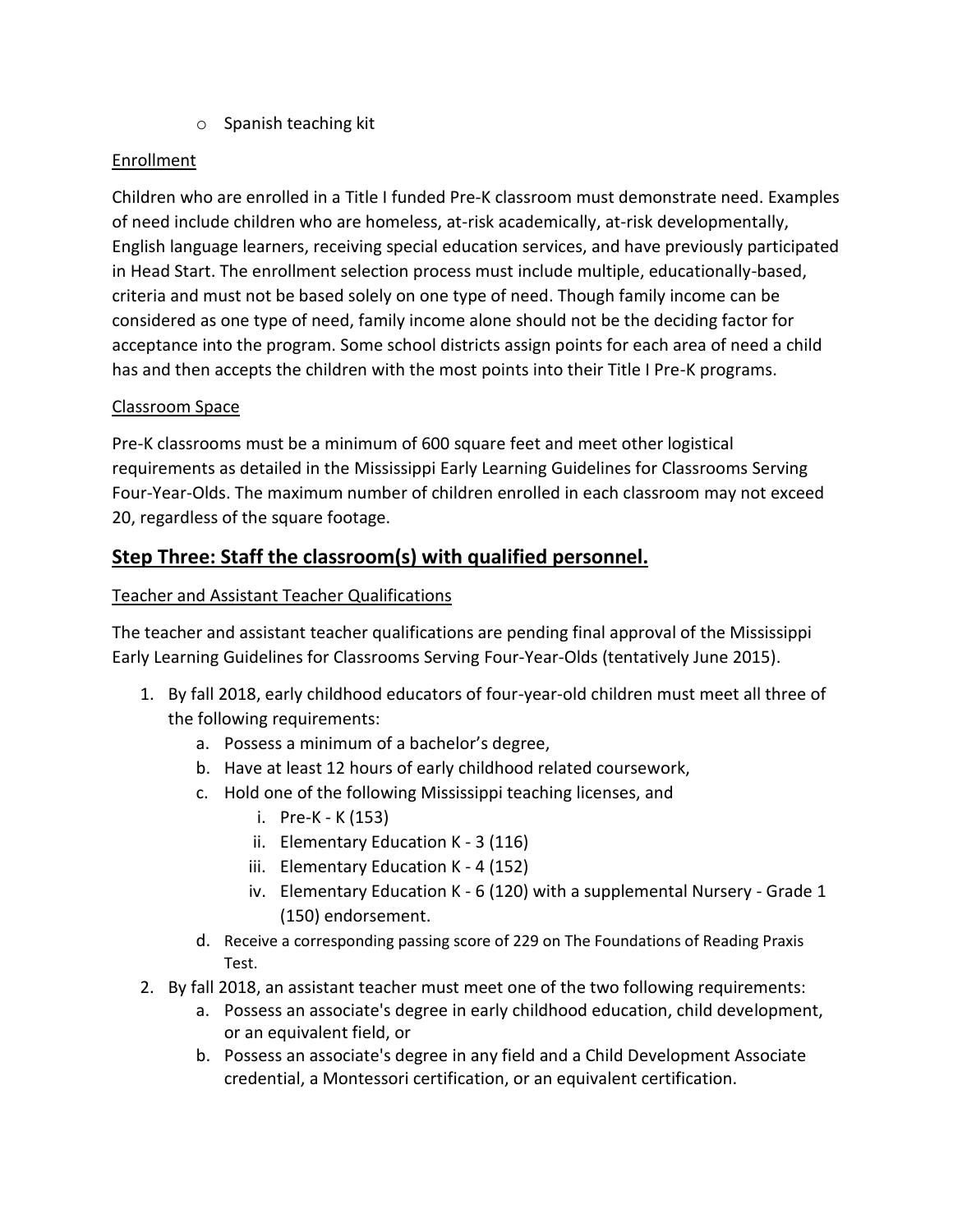- Spanish teaching kit

Enrollment

Children who are enrolled in a Title I funded Pre-K classroom must demonstrate need. Examples of need include children who are homeless, at-risk academically, at-risk developmentally, English language learners, receiving special education services, and have previously participated in Head Start. The enrollment selection process must include multiple, educationally-based, criteria and must not be based solely on one type of need. Though family income can be considered as one type of need, family income alone should not be the deciding factor for acceptance into the program. Some school districts assign points for each area of need a child has and then accepts the children with the most points into their Title I Pre-K programs.

Classroom Space

Pre-K classrooms must be a minimum of 600 square feet and meet other logistical requirements as detailed in the Mississippi Early Learning Guidelines for Classrooms Serving Four-Year-Olds. The maximum number of children enrolled in each classroom may not exceed 20, regardless of the square footage.

## Step Three: Staff the classroom(s) with qualified personnel.

Teacher and Assistant Teacher Qualifications

The teacher and assistant teacher qualifications are pending final approval of the Mississippi Early Learning Guidelines for Classrooms Serving Four-Year-Olds (tentatively June 2015).

1. By fall 2018, early childhood educators of four-year-old children must meet all three of the following requirements:
   a. Possess a minimum of a bachelor's degree,
   b. Have at least 12 hours of early childhood related coursework,
   c. Hold one of the following Mississippi teaching licenses, and
      i. Pre-K - K (153)
      ii. Elementary Education K - 3 (116)
      iii. Elementary Education K - 4 (152)
      iv. Elementary Education K - 6 (120) with a supplemental Nursery - Grade 1 (150) endorsement.
   d. Receive a corresponding passing score of 229 on The Foundations of Reading Praxis Test.
2. By fall 2018, an assistant teacher must meet one of the two following requirements:
   a. Possess an associate's degree in early childhood education, child development, or an equivalent field, or
   b. Possess an associate's degree in any field and a Child Development Associate credential, a Montessori certification, or an equivalent certification.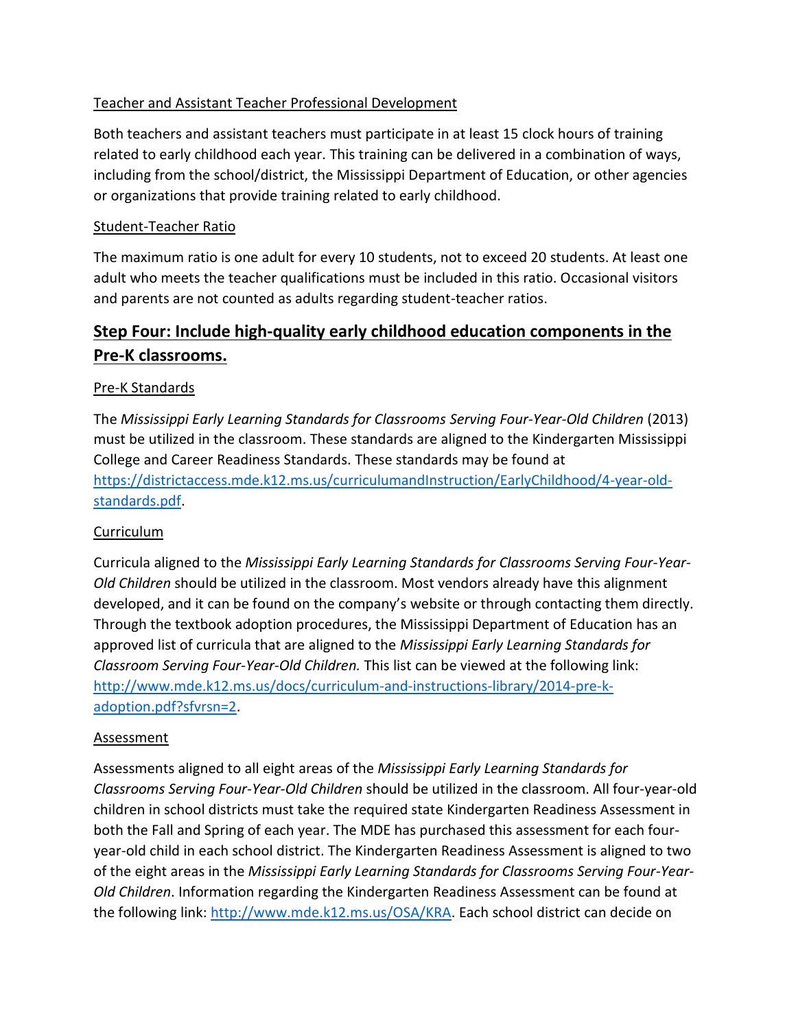Teacher and Assistant Teacher Professional Development

Both teachers and assistant teachers must participate in at least 15 clock hours of training related to early childhood each year. This training can be delivered in a combination of ways, including from the school/district, the Mississippi Department of Education, or other agencies or organizations that provide training related to early childhood.

Student-Teacher Ratio

The maximum ratio is one adult for every 10 students, not to exceed 20 students. At least one adult who meets the teacher qualifications must be included in this ratio. Occasional visitors and parents are not counted as adults regarding student-teacher ratios.

## Step Four: Include high-quality early childhood education components in the Pre-K classrooms.

Pre-K Standards

The *Mississippi Early Learning Standards for Classrooms Serving Four-Year-Old Children* (2013) must be utilized in the classroom. These standards are aligned to the Kindergarten Mississippi College and Career Readiness Standards. These standards may be found at [https://districtaccess.mde.k12.ms.us/curriculumandInstruction/EarlyChildhood/4-year-old-standards.pdf](https://districtaccess.mde.k12.ms.us/curriculumandInstruction/EarlyChildhood/4-year-old-standards.pdf).

Curriculum

Curricula aligned to the *Mississippi Early Learning Standards for Classrooms Serving Four-Year-Old Children* should be utilized in the classroom. Most vendors already have this alignment developed, and it can be found on the company's website or through contacting them directly. Through the textbook adoption procedures, the Mississippi Department of Education has an approved list of curricula that are aligned to the *Mississippi Early Learning Standards for Classroom Serving Four-Year-Old Children.* This list can be viewed at the following link: [http://www.mde.k12.ms.us/docs/curriculum-and-instructions-library/2014-pre-k-adoption.pdf?sfvrsn=2](http://www.mde.k12.ms.us/docs/curriculum-and-instructions-library/2014-pre-k-adoption.pdf?sfvrsn=2).

Assessment

Assessments aligned to all eight areas of the *Mississippi Early Learning Standards for Classrooms Serving Four-Year-Old Children* should be utilized in the classroom. All four-year-old children in school districts must take the required state Kindergarten Readiness Assessment in both the Fall and Spring of each year. The MDE has purchased this assessment for each four-year-old child in each school district. The Kindergarten Readiness Assessment is aligned to two of the eight areas in the *Mississippi Early Learning Standards for Classrooms Serving Four-Year-Old Children*. Information regarding the Kindergarten Readiness Assessment can be found at the following link: [http://www.mde.k12.ms.us/OSA/KRA](http://www.mde.k12.ms.us/OSA/KRA). Each school district can decide on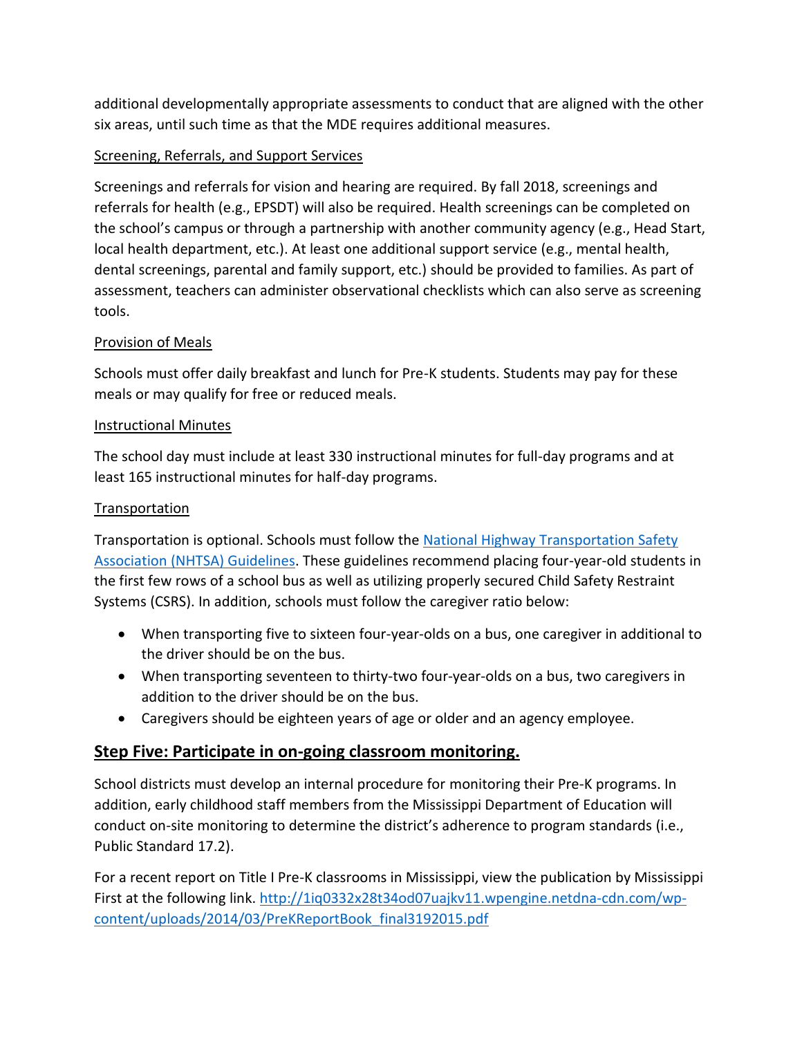additional developmentally appropriate assessments to conduct that are aligned with the other six areas, until such time as that the MDE requires additional measures.

Screening, Referrals, and Support Services

Screenings and referrals for vision and hearing are required. By fall 2018, screenings and referrals for health (e.g., EPSDT) will also be required. Health screenings can be completed on the school's campus or through a partnership with another community agency (e.g., Head Start, local health department, etc.). At least one additional support service (e.g., mental health, dental screenings, parental and family support, etc.) should be provided to families. As part of assessment, teachers can administer observational checklists which can also serve as screening tools.

Provision of Meals

Schools must offer daily breakfast and lunch for Pre-K students. Students may pay for these meals or may qualify for free or reduced meals.

Instructional Minutes

The school day must include at least 330 instructional minutes for full-day programs and at least 165 instructional minutes for half-day programs.

Transportation

Transportation is optional. Schools must follow the [National Highway Transportation Safety Association (NHTSA) Guidelines](). These guidelines recommend placing four-year-old students in the first few rows of a school bus as well as utilizing properly secured Child Safety Restraint Systems (CSRS). In addition, schools must follow the caregiver ratio below:

- When transporting five to sixteen four-year-olds on a bus, one caregiver in additional to the driver should be on the bus.
- When transporting seventeen to thirty-two four-year-olds on a bus, two caregivers in addition to the driver should be on the bus.
- Caregivers should be eighteen years of age or older and an agency employee.

## Step Five: Participate in on-going classroom monitoring.

School districts must develop an internal procedure for monitoring their Pre-K programs. In addition, early childhood staff members from the Mississippi Department of Education will conduct on-site monitoring to determine the district's adherence to program standards (i.e., Public Standard 17.2).

For a recent report on Title I Pre-K classrooms in Mississippi, view the publication by Mississippi First at the following link. http://1iq0332x28t34od07uajkv11.wpengine.netdna-cdn.com/wp-content/uploads/2014/03/PreKReportBook_final3192015.pdf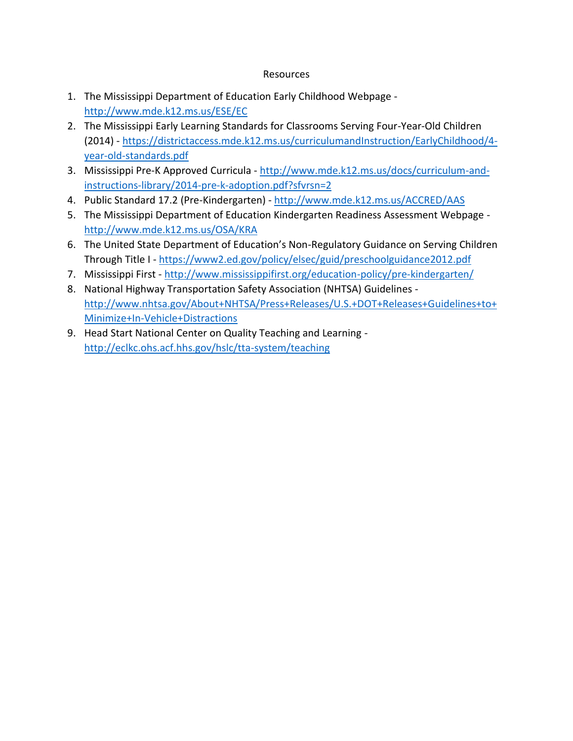# Resources

1. The Mississippi Department of Education Early Childhood Webpage - http://www.mde.k12.ms.us/ESE/EC
2. The Mississippi Early Learning Standards for Classrooms Serving Four-Year-Old Children (2014) - https://districtaccess.mde.k12.ms.us/curriculumandInstruction/EarlyChildhood/4-year-old-standards.pdf
3. Mississippi Pre-K Approved Curricula - http://www.mde.k12.ms.us/docs/curriculum-and-instructions-library/2014-pre-k-adoption.pdf?sfvrsn=2
4. Public Standard 17.2 (Pre-Kindergarten) - http://www.mde.k12.ms.us/ACCRED/AAS
5. The Mississippi Department of Education Kindergarten Readiness Assessment Webpage - http://www.mde.k12.ms.us/OSA/KRA
6. The United State Department of Education's Non-Regulatory Guidance on Serving Children Through Title I - https://www2.ed.gov/policy/elsec/guid/preschoolguidance2012.pdf
7. Mississippi First - http://www.mississippifirst.org/education-policy/pre-kindergarten/
8. National Highway Transportation Safety Association (NHTSA) Guidelines - http://www.nhtsa.gov/About+NHTSA/Press+Releases/U.S.+DOT+Releases+Guidelines+to+Minimize+In-Vehicle+Distractions
9. Head Start National Center on Quality Teaching and Learning - http://eclkc.ohs.acf.hhs.gov/hslc/tta-system/teaching